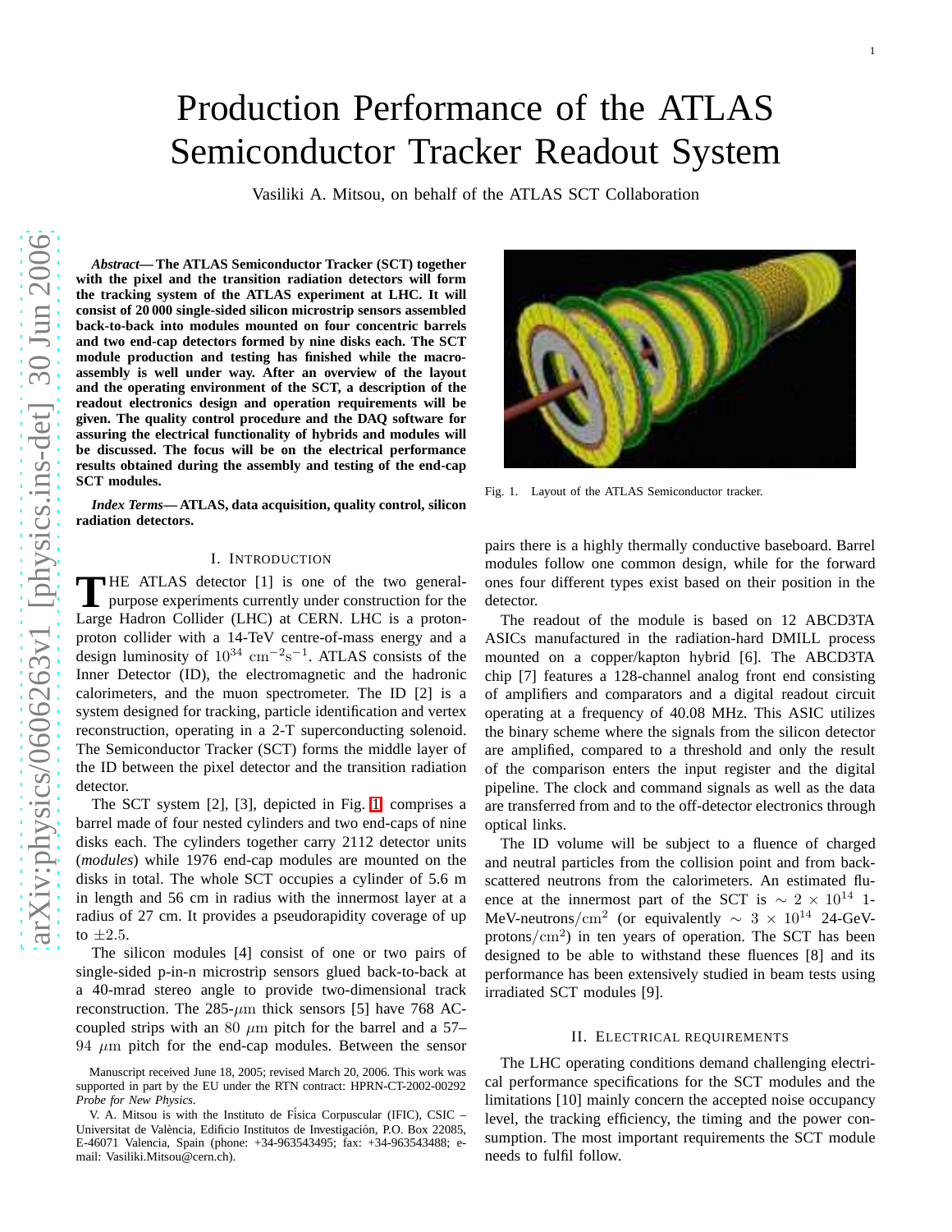# Production Performance of the ATLAS Semiconductor Tracker Readout System

Vasiliki A. Mitsou, on behalf of the ATLAS SCT Collaboration

***Abstract*— The ATLAS Semiconductor Tracker (SCT) together with the pixel and the transition radiation detectors will form the tracking system of the ATLAS experiment at LHC. It will consist of 20 000 single-sided silicon microstrip sensors assembled back-to-back into modules mounted on four concentric barrels and two end-cap detectors formed by nine disks each. The SCT module production and testing has finished while the macro-assembly is well under way. After an overview of the layout and the operating environment of the SCT, a description of the readout electronics design and operation requirements will be given. The quality control procedure and the DAQ software for assuring the electrical functionality of hybrids and modules will be discussed. The focus will be on the electrical performance results obtained during the assembly and testing of the end-cap SCT modules.**

***Index Terms*— ATLAS, data acquisition, quality control, silicon radiation detectors.**

## I. Introduction

The ATLAS detector [1] is one of the two general-purpose experiments currently under construction for the Large Hadron Collider (LHC) at CERN. LHC is a proton-proton collider with a 14-TeV centre-of-mass energy and a design luminosity of $10^{34}$ $\mathrm{cm}^{-2}\mathrm{s}^{-1}$. ATLAS consists of the Inner Detector (ID), the electromagnetic and the hadronic calorimeters, and the muon spectrometer. The ID [2] is a system designed for tracking, particle identification and vertex reconstruction, operating in a 2-T superconducting solenoid. The Semiconductor Tracker (SCT) forms the middle layer of the ID between the pixel detector and the transition radiation detector.

The SCT system [2], [3], depicted in Fig. 1, comprises a barrel made of four nested cylinders and two end-caps of nine disks each. The cylinders together carry 2112 detector units (*modules*) while 1976 end-cap modules are mounted on the disks in total. The whole SCT occupies a cylinder of 5.6 m in length and 56 cm in radius with the innermost layer at a radius of 27 cm. It provides a pseudorapidity coverage of up to $\pm 2.5$.

The silicon modules [4] consist of one or two pairs of single-sided p-in-n microstrip sensors glued back-to-back at a 40-mrad stereo angle to provide two-dimensional track reconstruction. The 285-$\mu$m thick sensors [5] have 768 AC-coupled strips with an 80 $\mu$m pitch for the barrel and a 57–94 $\mu$m pitch for the end-cap modules. Between the sensor pairs there is a highly thermally conductive baseboard. Barrel modules follow one common design, while for the forward ones four different types exist based on their position in the detector.

Fig. 1. Layout of the ATLAS Semiconductor tracker.

The readout of the module is based on 12 ABCD3TA ASICs manufactured in the radiation-hard DMILL process mounted on a copper/kapton hybrid [6]. The ABCD3TA chip [7] features a 128-channel analog front end consisting of amplifiers and comparators and a digital readout circuit operating at a frequency of 40.08 MHz. This ASIC utilizes the binary scheme where the signals from the silicon detector are amplified, compared to a threshold and only the result of the comparison enters the input register and the digital pipeline. The clock and command signals as well as the data are transferred from and to the off-detector electronics through optical links.

The ID volume will be subject to a fluence of charged and neutral particles from the collision point and from back-scattered neutrons from the calorimeters. An estimated fluence at the innermost part of the SCT is $\sim 2 \times 10^{14}$ 1-MeV-neutrons/$\mathrm{cm}^2$ (or equivalently $\sim 3 \times 10^{14}$ 24-GeV-protons/$\mathrm{cm}^2$) in ten years of operation. The SCT has been designed to be able to withstand these fluences [8] and its performance has been extensively studied in beam tests using irradiated SCT modules [9].

## II. Electrical requirements

The LHC operating conditions demand challenging electrical performance specifications for the SCT modules and the limitations [10] mainly concern the accepted noise occupancy level, the tracking efficiency, the timing and the power consumption. The most important requirements the SCT module needs to fulfil follow.

Manuscript received June 18, 2005; revised March 20, 2006. This work was supported in part by the EU under the RTN contract: HPRN-CT-2002-00292 *Probe for New Physics*.

V. A. Mitsou is with the Instituto de Física Corpuscular (IFIC), CSIC – Universitat de València, Edificio Institutos de Investigación, P.O. Box 22085, E-46071 Valencia, Spain (phone: +34-963543495; fax: +34-963543488; e-mail: Vasiliki.Mitsou@cern.ch).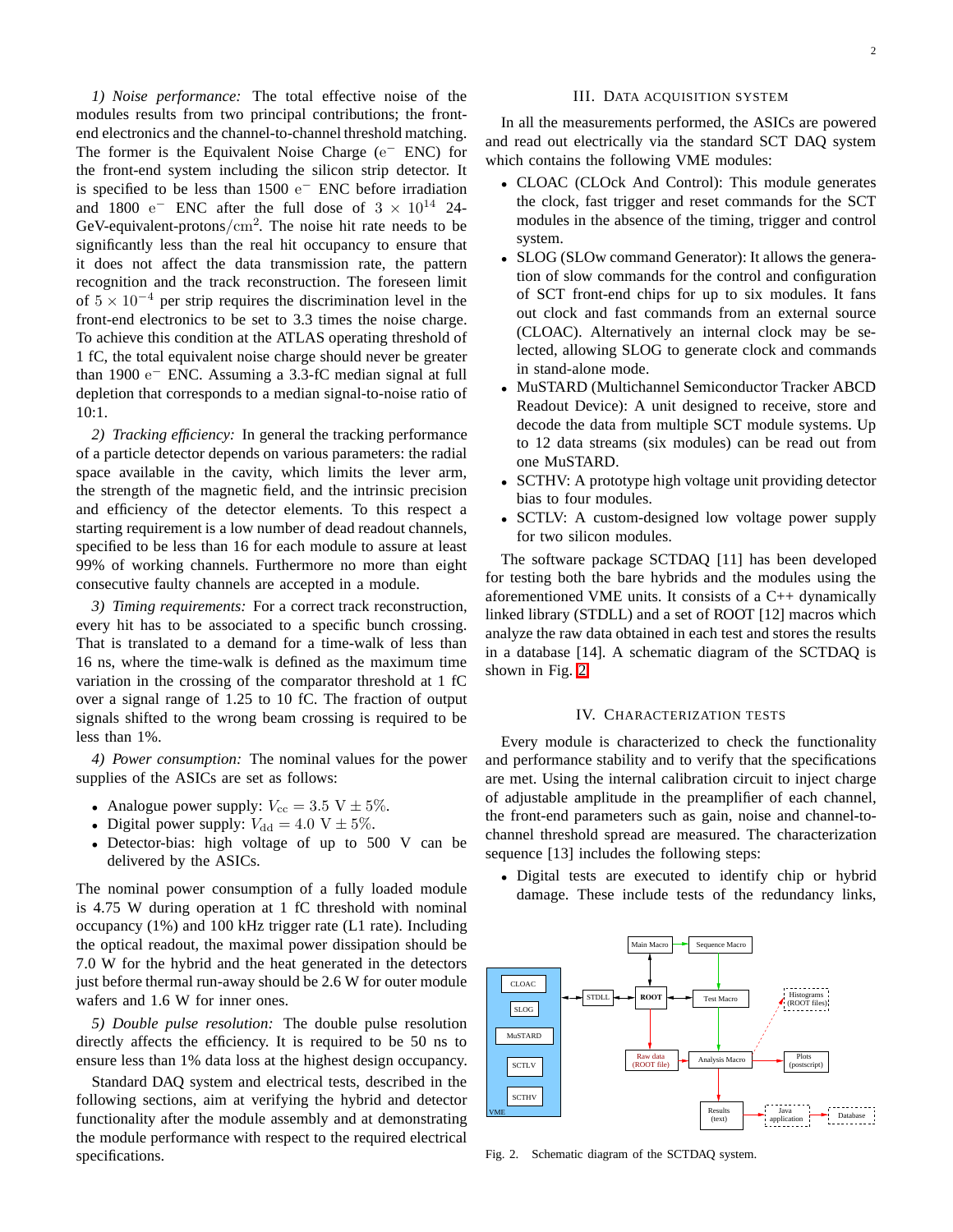*1) Noise performance:* The total effective noise of the modules results from two principal contributions; the front-end electronics and the channel-to-channel threshold matching. The former is the Equivalent Noise Charge ($\mathrm{e}^-$ ENC) for the front-end system including the silicon strip detector. It is specified to be less than 1500 $\mathrm{e}^-$ ENC before irradiation and 1800 $\mathrm{e}^-$ ENC after the full dose of $3 \times 10^{14}$ 24-GeV-equivalent-protons/$\mathrm{cm}^2$. The noise hit rate needs to be significantly less than the real hit occupancy to ensure that it does not affect the data transmission rate, the pattern recognition and the track reconstruction. The foreseen limit of $5 \times 10^{-4}$ per strip requires the discrimination level in the front-end electronics to be set to 3.3 times the noise charge. To achieve this condition at the ATLAS operating threshold of 1 fC, the total equivalent noise charge should never be greater than 1900 $\mathrm{e}^-$ ENC. Assuming a 3.3-fC median signal at full depletion that corresponds to a median signal-to-noise ratio of 10:1.

*2) Tracking efficiency:* In general the tracking performance of a particle detector depends on various parameters: the radial space available in the cavity, which limits the lever arm, the strength of the magnetic field, and the intrinsic precision and efficiency of the detector elements. To this respect a starting requirement is a low number of dead readout channels, specified to be less than 16 for each module to assure at least 99% of working channels. Furthermore no more than eight consecutive faulty channels are accepted in a module.

*3) Timing requirements:* For a correct track reconstruction, every hit has to be associated to a specific bunch crossing. That is translated to a demand for a time-walk of less than 16 ns, where the time-walk is defined as the maximum time variation in the crossing of the comparator threshold at 1 fC over a signal range of 1.25 to 10 fC. The fraction of output signals shifted to the wrong beam crossing is required to be less than 1%.

*4) Power consumption:* The nominal values for the power supplies of the ASICs are set as follows:

- Analogue power supply: $V_{\mathrm{cc}} = 3.5\ \mathrm{V} \pm 5\%$.
- Digital power supply: $V_{\mathrm{dd}} = 4.0\ \mathrm{V} \pm 5\%$.
- Detector-bias: high voltage of up to 500 V can be delivered by the ASICs.

The nominal power consumption of a fully loaded module is 4.75 W during operation at 1 fC threshold with nominal occupancy (1%) and 100 kHz trigger rate (L1 rate). Including the optical readout, the maximal power dissipation should be 7.0 W for the hybrid and the heat generated in the detectors just before thermal run-away should be 2.6 W for outer module wafers and 1.6 W for inner ones.

*5) Double pulse resolution:* The double pulse resolution directly affects the efficiency. It is required to be 50 ns to ensure less than 1% data loss at the highest design occupancy.

Standard DAQ system and electrical tests, described in the following sections, aim at verifying the hybrid and detector functionality after the module assembly and at demonstrating the module performance with respect to the required electrical specifications.

## III. Data Acquisition System

In all the measurements performed, the ASICs are powered and read out electrically via the standard SCT DAQ system which contains the following VME modules:

- CLOAC (CLOck And Control): This module generates the clock, fast trigger and reset commands for the SCT modules in the absence of the timing, trigger and control system.
- SLOG (SLOw command Generator): It allows the generation of slow commands for the control and configuration of SCT front-end chips for up to six modules. It fans out clock and fast commands from an external source (CLOAC). Alternatively an internal clock may be selected, allowing SLOG to generate clock and commands in stand-alone mode.
- MuSTARD (Multichannel Semiconductor Tracker ABCD Readout Device): A unit designed to receive, store and decode the data from multiple SCT module systems. Up to 12 data streams (six modules) can be read out from one MuSTARD.
- SCTHV: A prototype high voltage unit providing detector bias to four modules.
- SCTLV: A custom-designed low voltage power supply for two silicon modules.

The software package SCTDAQ [11] has been developed for testing both the bare hybrids and the modules using the aforementioned VME units. It consists of a C++ dynamically linked library (STDLL) and a set of ROOT [12] macros which analyze the raw data obtained in each test and stores the results in a database [14]. A schematic diagram of the SCTDAQ is shown in Fig. 2.

Fig. 2. Schematic diagram of the SCTDAQ system.

## IV. Characterization Tests

Every module is characterized to check the functionality and performance stability and to verify that the specifications are met. Using the internal calibration circuit to inject charge of adjustable amplitude in the preamplifier of each channel, the front-end parameters such as gain, noise and channel-to-channel threshold spread are measured. The characterization sequence [13] includes the following steps:

- Digital tests are executed to identify chip or hybrid damage. These include tests of the redundancy links,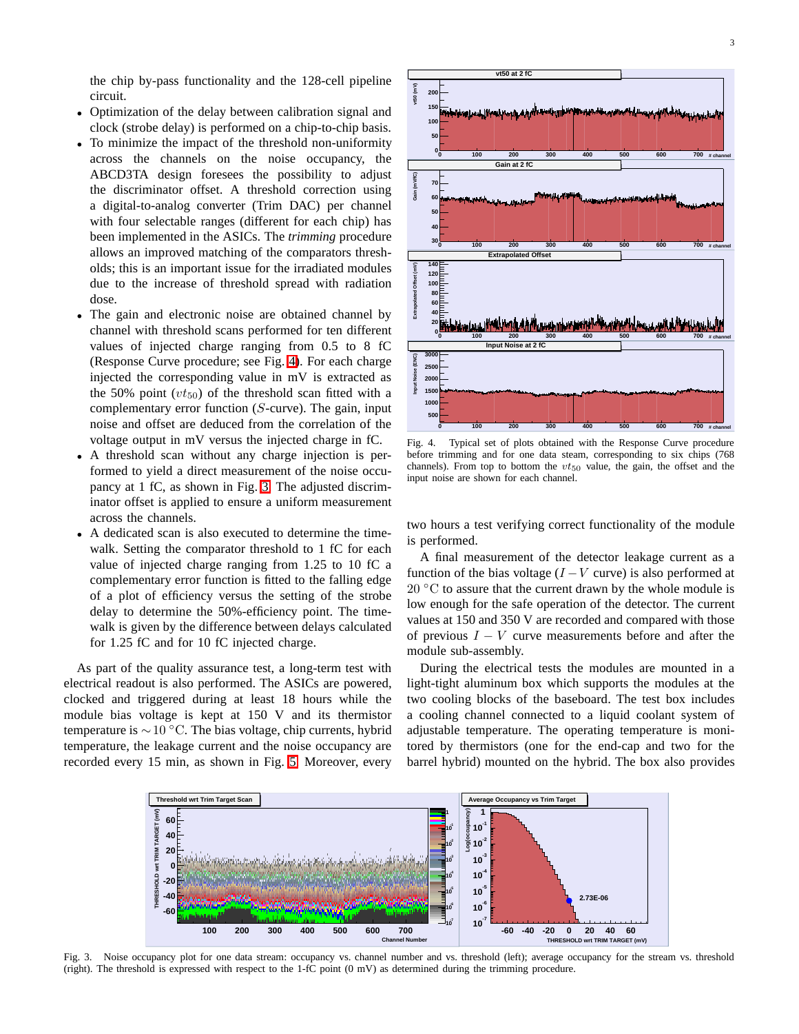the chip by-pass functionality and the 128-cell pipeline circuit.

- Optimization of the delay between calibration signal and clock (strobe delay) is performed on a chip-to-chip basis.
- To minimize the impact of the threshold non-uniformity across the channels on the noise occupancy, the ABCD3TA design foresees the possibility to adjust the discriminator offset. A threshold correction using a digital-to-analog converter (Trim DAC) per channel with four selectable ranges (different for each chip) has been implemented in the ASICs. The *trimming* procedure allows an improved matching of the comparators thresholds; this is an important issue for the irradiated modules due to the increase of threshold spread with radiation dose.
- The gain and electronic noise are obtained channel by channel with threshold scans performed for ten different values of injected charge ranging from 0.5 to 8 fC (Response Curve procedure; see Fig. 4). For each charge injected the corresponding value in mV is extracted as the 50% point ($vt_{50}$) of the threshold scan fitted with a complementary error function ($S$-curve). The gain, input noise and offset are deduced from the correlation of the voltage output in mV versus the injected charge in fC.
- A threshold scan without any charge injection is performed to yield a direct measurement of the noise occupancy at 1 fC, as shown in Fig. 3. The adjusted discriminator offset is applied to ensure a uniform measurement across the channels.
- A dedicated scan is also executed to determine the time-walk. Setting the comparator threshold to 1 fC for each value of injected charge ranging from 1.25 to 10 fC a complementary error function is fitted to the falling edge of a plot of efficiency versus the setting of the strobe delay to determine the 50%-efficiency point. The time-walk is given by the difference between delays calculated for 1.25 fC and for 10 fC injected charge.

As part of the quality assurance test, a long-term test with electrical readout is also performed. The ASICs are powered, clocked and triggered during at least 18 hours while the module bias voltage is kept at 150 V and its thermistor temperature is $\sim 10\,^{\circ}\mathrm{C}$. The bias voltage, chip currents, hybrid temperature, the leakage current and the noise occupancy are recorded every 15 min, as shown in Fig. 5. Moreover, every two hours a test verifying correct functionality of the module is performed.

Fig. 4. Typical set of plots obtained with the Response Curve procedure before trimming and for one data steam, corresponding to six chips (768 channels). From top to bottom the $vt_{50}$ value, the gain, the offset and the input noise are shown for each channel.

A final measurement of the detector leakage current as a function of the bias voltage ($I-V$ curve) is also performed at $20\,^{\circ}\mathrm{C}$ to assure that the current drawn by the whole module is low enough for the safe operation of the detector. The current values at 150 and 350 V are recorded and compared with those of previous $I-V$ curve measurements before and after the module sub-assembly.

During the electrical tests the modules are mounted in a light-tight aluminum box which supports the modules at the two cooling blocks of the baseboard. The test box includes a cooling channel connected to a liquid coolant system of adjustable temperature. The operating temperature is monitored by thermistors (one for the end-cap and two for the barrel hybrid) mounted on the hybrid. The box also provides

Fig. 3. Noise occupancy plot for one data stream: occupancy vs. channel number and vs. threshold (left); average occupancy for the stream vs. threshold (right). The threshold is expressed with respect to the 1-fC point (0 mV) as determined during the trimming procedure.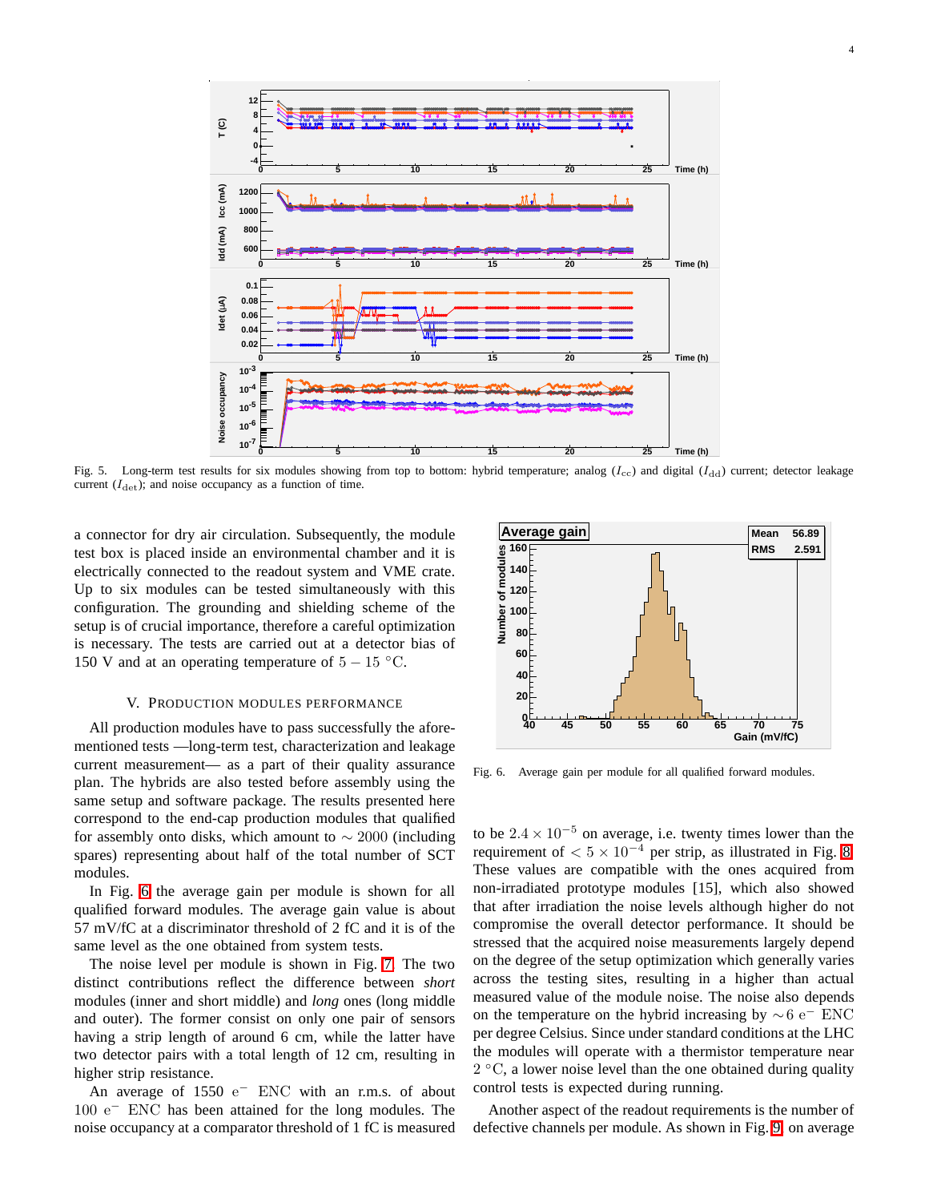Fig. 5. Long-term test results for six modules showing from top to bottom: hybrid temperature; analog ($I_{\rm cc}$) and digital ($I_{\rm dd}$) current; detector leakage current ($I_{\rm det}$); and noise occupancy as a function of time.

a connector for dry air circulation. Subsequently, the module test box is placed inside an environmental chamber and it is electrically connected to the readout system and VME crate. Up to six modules can be tested simultaneously with this configuration. The grounding and shielding scheme of the setup is of crucial importance, therefore a careful optimization is necessary. The tests are carried out at a detector bias of 150 V and at an operating temperature of $5 - 15$ °C.

## V. Production modules performance

All production modules have to pass successfully the afore-mentioned tests —long-term test, characterization and leakage current measurement— as a part of their quality assurance plan. The hybrids are also tested before assembly using the same setup and software package. The results presented here correspond to the end-cap production modules that qualified for assembly onto disks, which amount to $\sim 2000$ (including spares) representing about half of the total number of SCT modules.

In Fig. 6 the average gain per module is shown for all qualified forward modules. The average gain value is about 57 mV/fC at a discriminator threshold of 2 fC and it is of the same level as the one obtained from system tests.

The noise level per module is shown in Fig. 7. The two distinct contributions reflect the difference between *short* modules (inner and short middle) and *long* ones (long middle and outer). The former consist on only one pair of sensors having a strip length of around 6 cm, while the latter have two detector pairs with a total length of 12 cm, resulting in higher strip resistance.

An average of 1550 $e^-$ ENC with an r.m.s. of about 100 $e^-$ ENC has been attained for the long modules. The noise occupancy at a comparator threshold of 1 fC is measured to be $2.4 \times 10^{-5}$ on average, i.e. twenty times lower than the requirement of $< 5 \times 10^{-4}$ per strip, as illustrated in Fig. 8. These values are compatible with the ones acquired from non-irradiated prototype modules [15], which also showed that after irradiation the noise levels although higher do not compromise the overall detector performance. It should be stressed that the acquired noise measurements largely depend on the degree of the setup optimization which generally varies across the testing sites, resulting in a higher than actual measured value of the module noise. The noise also depends on the temperature on the hybrid increasing by $\sim 6$ $e^-$ ENC per degree Celsius. Since under standard conditions at the LHC the modules will operate with a thermistor temperature near 2 °C, a lower noise level than the one obtained during quality control tests is expected during running.

Fig. 6. Average gain per module for all qualified forward modules.

Another aspect of the readout requirements is the number of defective channels per module. As shown in Fig. 9, on average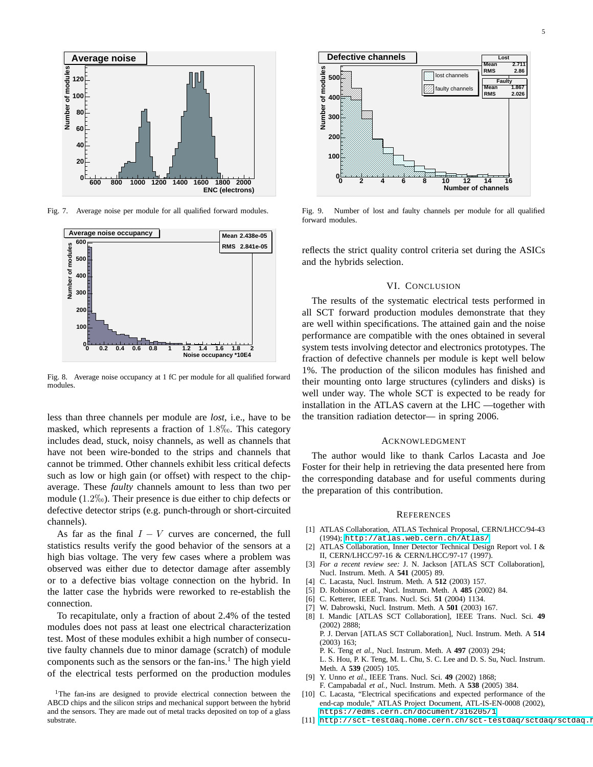Fig. 7. Average noise per module for all qualified forward modules.

Fig. 8. Average noise occupancy at 1 fC per module for all qualified forward modules.

less than three channels per module are *lost*, i.e., have to be masked, which represents a fraction of 1.8‰. This category includes dead, stuck, noisy channels, as well as channels that have not been wire-bonded to the strips and channels that cannot be trimmed. Other channels exhibit less critical defects such as low or high gain (or offset) with respect to the chip-average. These *faulty* channels amount to less than two per module (1.2‰). Their presence is due either to chip defects or defective detector strips (e.g. punch-through or short-circuited channels).

As far as the final $I-V$ curves are concerned, the full statistics results verify the good behavior of the sensors at a high bias voltage. The very few cases where a problem was observed was either due to detector damage after assembly or to a defective bias voltage connection on the hybrid. In the latter case the hybrids were reworked to re-establish the connection.

To recapitulate, only a fraction of about 2.4% of the tested modules does not pass at least one electrical characterization test. Most of these modules exhibit a high number of consecutive faulty channels due to minor damage (scratch) of module components such as the sensors or the fan-ins.[1] The high yield of the electrical tests performed on the production modules

[1]The fan-ins are designed to provide electrical connection between the ABCD chips and the silicon strips and mechanical support between the hybrid and the sensors. They are made out of metal tracks deposited on top of a glass substrate.

Fig. 9. Number of lost and faulty channels per module for all qualified forward modules.

reflects the strict quality control criteria set during the ASICs and the hybrids selection.

## VI. Conclusion

The results of the systematic electrical tests performed in all SCT forward production modules demonstrate that they are well within specifications. The attained gain and the noise performance are compatible with the ones obtained in several system tests involving detector and electronics prototypes. The fraction of defective channels per module is kept well below 1%. The production of the silicon modules has finished and their mounting onto large structures (cylinders and disks) is well under way. The whole SCT is expected to be ready for installation in the ATLAS cavern at the LHC —together with the transition radiation detector— in spring 2006.

## Acknowledgment

The author would like to thank Carlos Lacasta and Joe Foster for their help in retrieving the data presented here from the corresponding database and for useful comments during the preparation of this contribution.

## References

[1] ATLAS Collaboration, ATLAS Technical Proposal, CERN/LHCC/94-43 (1994); http://atlas.web.cern.ch/Atlas/

[2] ATLAS Collaboration, Inner Detector Technical Design Report vol. I & II, CERN/LHCC/97-16 & CERN/LHCC/97-17 (1997).

[3] *For a recent review see:* J. N. Jackson [ATLAS SCT Collaboration], Nucl. Instrum. Meth. A **541** (2005) 89.

[4] C. Lacasta, Nucl. Instrum. Meth. A **512** (2003) 157.

[5] D. Robinson *et al.*, Nucl. Instrum. Meth. A **485** (2002) 84.

[6] C. Ketterer, IEEE Trans. Nucl. Sci. **51** (2004) 1134.

[7] W. Dabrowski, Nucl. Instrum. Meth. A **501** (2003) 167.

[8] I. Mandic [ATLAS SCT Collaboration], IEEE Trans. Nucl. Sci. **49** (2002) 2888;
P. J. Dervan [ATLAS SCT Collaboration], Nucl. Instrum. Meth. A **514** (2003) 163;
P. K. Teng *et al.*, Nucl. Instrum. Meth. A **497** (2003) 294;
L. S. Hou, P. K. Teng, M. L. Chu, S. C. Lee and D. S. Su, Nucl. Instrum. Meth. A **539** (2005) 105.

[9] Y. Unno *et al.*, IEEE Trans. Nucl. Sci. **49** (2002) 1868;
F. Campabadal *et al.*, Nucl. Instrum. Meth. A **538** (2005) 384.

[10] C. Lacasta, "Electrical specifications and expected performance of the end-cap module," ATLAS Project Document, ATL-IS-EN-0008 (2002), https://edms.cern.ch/document/316205/1

[11] http://sct-testdaq.home.cern.ch/sct-testdaq/sctdaq/sctdaq.h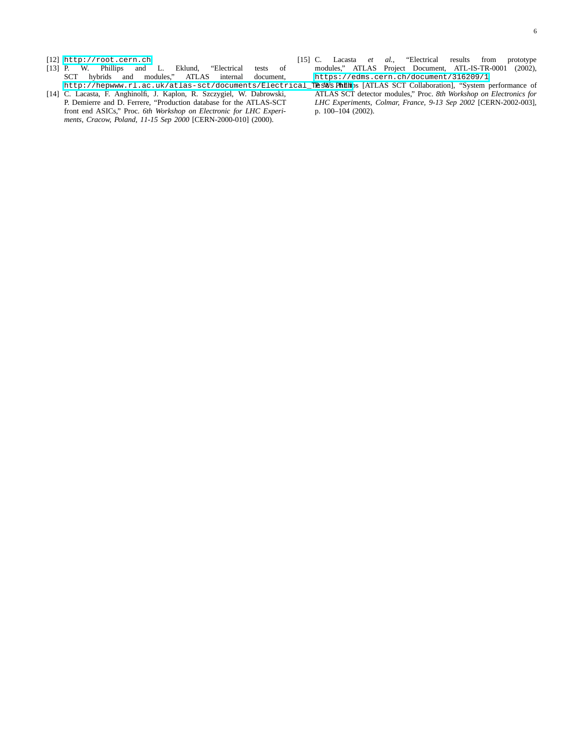[12] http://root.cern.ch

[13] P. W. Phillips and L. Eklund, "Electrical tests of SCT hybrids and modules," ATLAS internal document, http://hepwww.rl.ac.uk/atlas-sct/documents/Electrical_Tests.html

[14] C. Lacasta, F. Anghinolfi, J. Kaplon, R. Szczygiel, W. Dabrowski, P. Demierre and D. Ferrere, "Production database for the ATLAS-SCT front end ASICs," Proc. *6th Workshop on Electronic for LHC Experiments, Cracow, Poland, 11-15 Sep 2000* [CERN-2000-010] (2000).

[15] C. Lacasta *et al.*, "Electrical results from prototype modules," ATLAS Project Document, ATL-IS-TR-0001 (2002), https://edms.cern.ch/document/316209/1

[16] P. W. Phillips [ATLAS SCT Collaboration], "System performance of ATLAS SCT detector modules," Proc. *8th Workshop on Electronics for LHC Experiments, Colmar, France, 9-13 Sep 2002* [CERN-2002-003], p. 100–104 (2002).